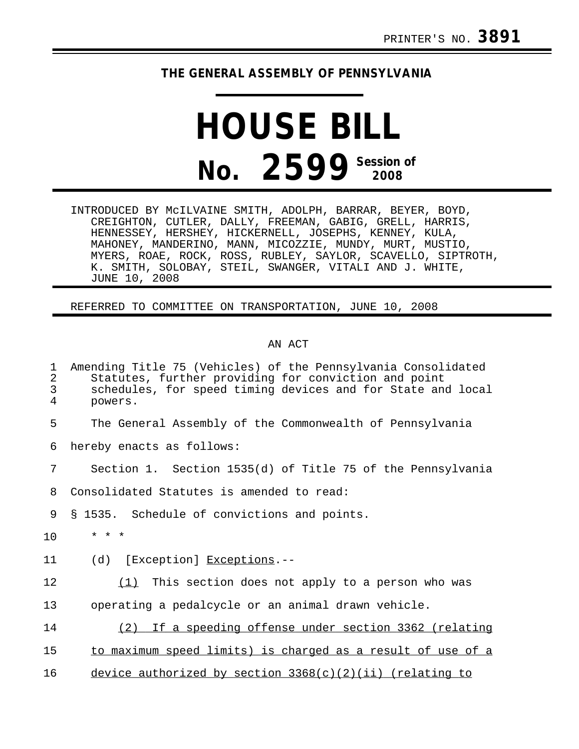PRINTER'S NO. **3891**

**THE GENERAL ASSEMBLY OF PENNSYLVANIA**

# HOUSE BILL

# No. 2599 Session of 2008

INTRODUCED BY McILVAINE SMITH, ADOLPH, BARRAR, BEYER, BOYD, CREIGHTON, CUTLER, DALLY, FREEMAN, GABIG, GRELL, HARRIS, HENNESSEY, HERSHEY, HICKERNELL, JOSEPHS, KENNEY, KULA, MAHONEY, MANDERINO, MANN, MICOZZIE, MUNDY, MURT, MUSTIO, MYERS, ROAE, ROCK, ROSS, RUBLEY, SAYLOR, SCAVELLO, SIPTROTH, K. SMITH, SOLOBAY, STEIL, SWANGER, VITALI AND J. WHITE, JUNE 10, 2008

REFERRED TO COMMITTEE ON TRANSPORTATION, JUNE 10, 2008

AN ACT

1 Amending Title 75 (Vehicles) of the Pennsylvania Consolidated
2 Statutes, further providing for conviction and point
3 schedules, for speed timing devices and for State and local
4 powers.

5 The General Assembly of the Commonwealth of Pennsylvania
6 hereby enacts as follows:

7 Section 1. Section 1535(d) of Title 75 of the Pennsylvania
8 Consolidated Statutes is amended to read:

9 § 1535. Schedule of convictions and points.

10 * * *

11 (d) [Exception] <u>Exceptions</u>.--

12 <u>(1)</u> This section does not apply to a person who was
13 operating a pedalcycle or an animal drawn vehicle.

14 <u>(2) If a speeding offense under section 3362 (relating</u>
15 <u>to maximum speed limits) is charged as a result of use of a</u>
16 <u>device authorized by section 3368(c)(2)(ii) (relating to</u>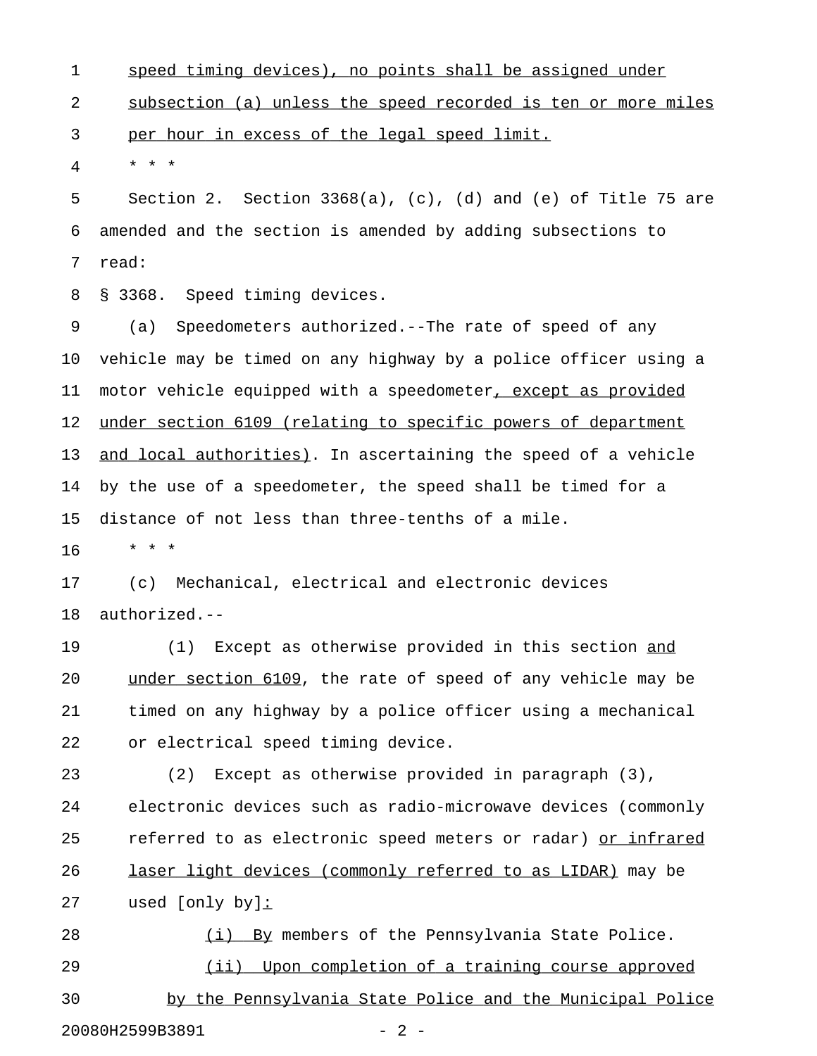speed timing devices), no points shall be assigned under subsection (a) unless the speed recorded is ten or more miles per hour in excess of the legal speed limit.

* * *

Section 2. Section 3368(a), (c), (d) and (e) of Title 75 are amended and the section is amended by adding subsections to read:

§ 3368. Speed timing devices.

(a) Speedometers authorized.--The rate of speed of any vehicle may be timed on any highway by a police officer using a motor vehicle equipped with a speedometer, except as provided under section 6109 (relating to specific powers of department and local authorities). In ascertaining the speed of a vehicle by the use of a speedometer, the speed shall be timed for a distance of not less than three-tenths of a mile.

* * *

(c) Mechanical, electrical and electronic devices authorized.--

(1) Except as otherwise provided in this section and under section 6109, the rate of speed of any vehicle may be timed on any highway by a police officer using a mechanical or electrical speed timing device.

(2) Except as otherwise provided in paragraph (3), electronic devices such as radio-microwave devices (commonly referred to as electronic speed meters or radar) or infrared laser light devices (commonly referred to as LIDAR) may be used [only by]:

(i) By members of the Pennsylvania State Police.

(ii) Upon completion of a training course approved by the Pennsylvania State Police and the Municipal Police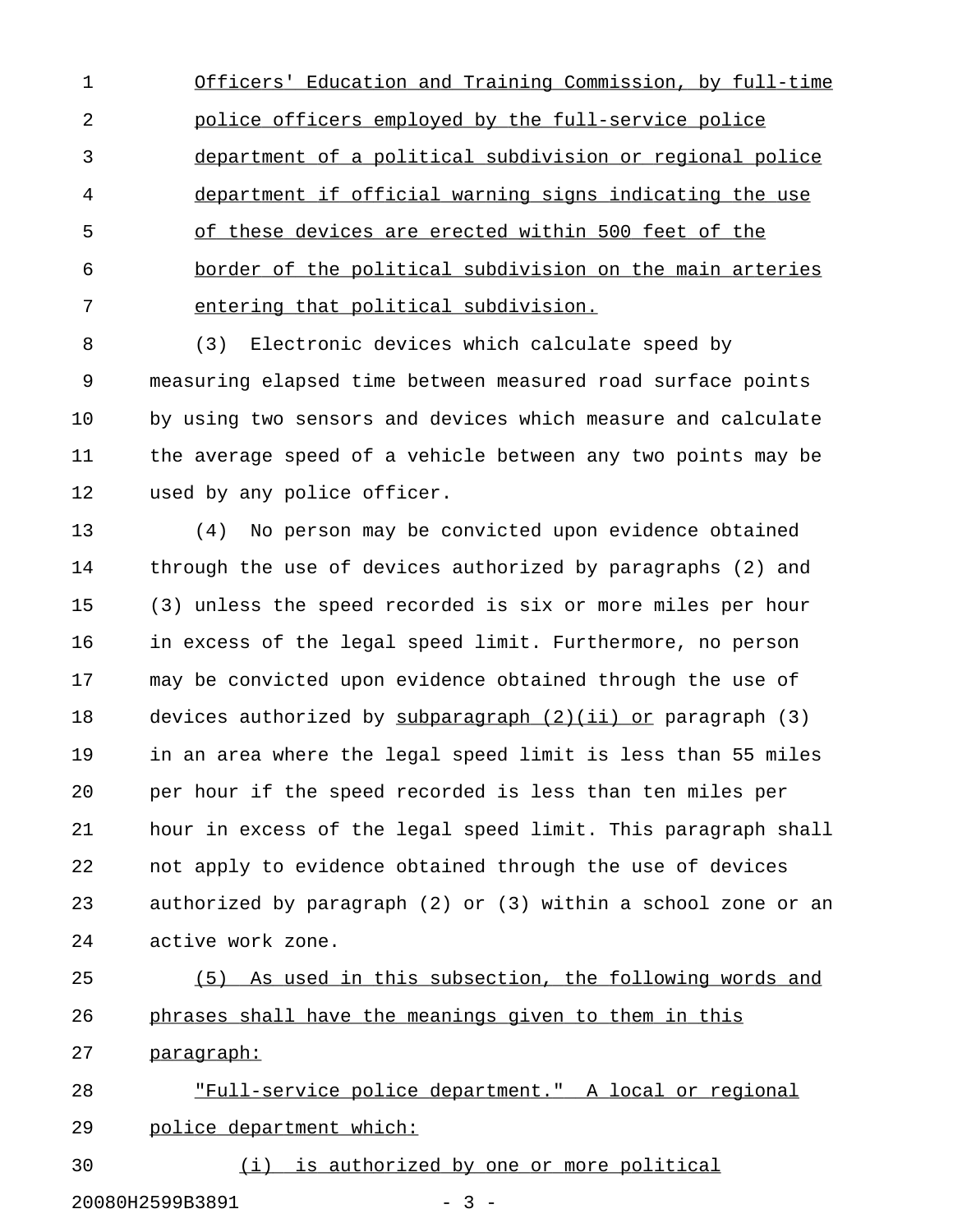Officers' Education and Training Commission, by full-time police officers employed by the full-service police department of a political subdivision or regional police department if official warning signs indicating the use of these devices are erected within 500 feet of the border of the political subdivision on the main arteries entering that political subdivision.

(3) Electronic devices which calculate speed by measuring elapsed time between measured road surface points by using two sensors and devices which measure and calculate the average speed of a vehicle between any two points may be used by any police officer.

(4) No person may be convicted upon evidence obtained through the use of devices authorized by paragraphs (2) and (3) unless the speed recorded is six or more miles per hour in excess of the legal speed limit. Furthermore, no person may be convicted upon evidence obtained through the use of devices authorized by subparagraph (2)(ii) or paragraph (3) in an area where the legal speed limit is less than 55 miles per hour if the speed recorded is less than ten miles per hour in excess of the legal speed limit. This paragraph shall not apply to evidence obtained through the use of devices authorized by paragraph (2) or (3) within a school zone or an active work zone.

(5) As used in this subsection, the following words and phrases shall have the meanings given to them in this paragraph:

"Full-service police department." A local or regional police department which:

(i) is authorized by one or more political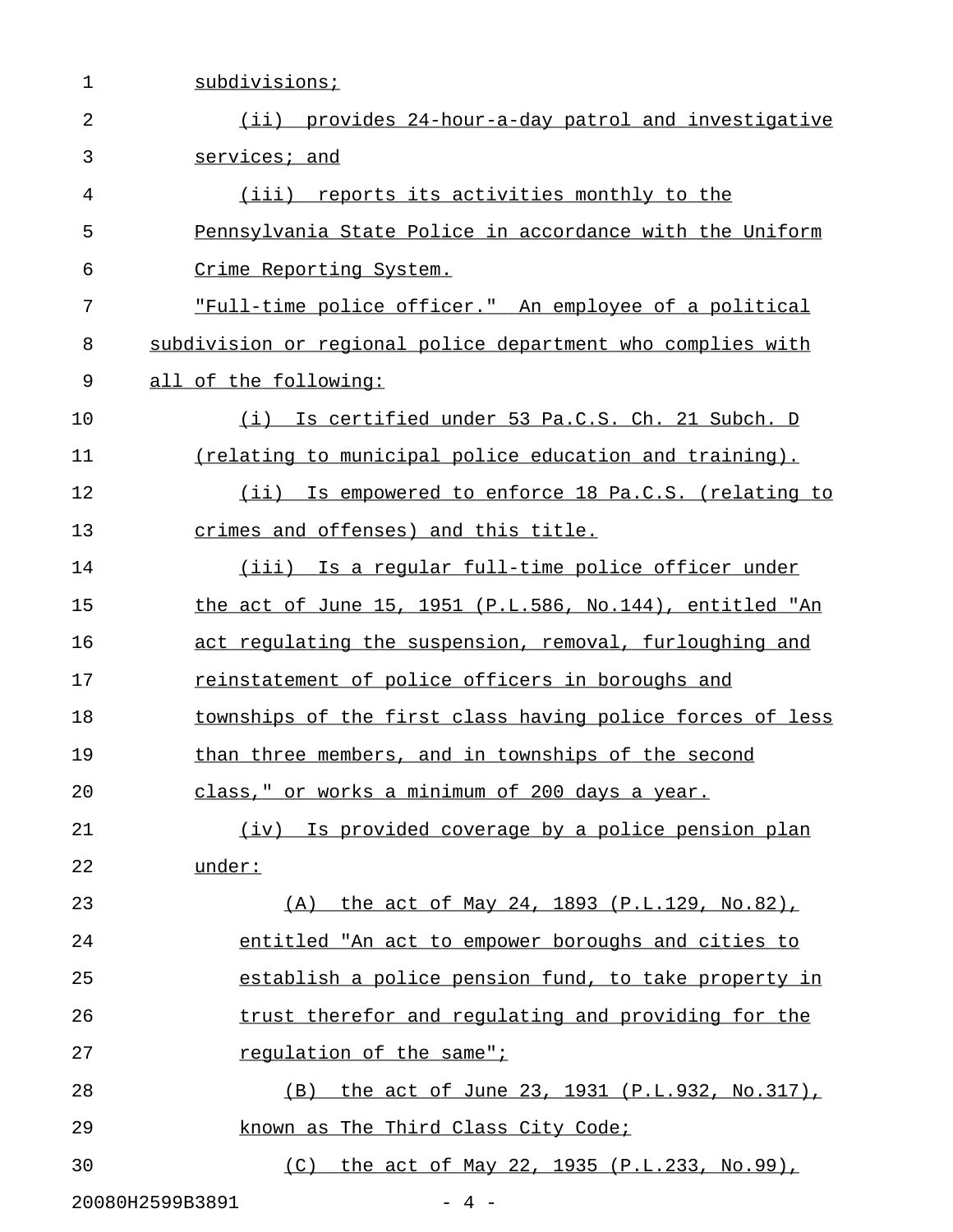subdivisions;

(ii) provides 24-hour-a-day patrol and investigative services; and

(iii) reports its activities monthly to the Pennsylvania State Police in accordance with the Uniform Crime Reporting System.

"Full-time police officer." An employee of a political subdivision or regional police department who complies with all of the following:

(i) Is certified under 53 Pa.C.S. Ch. 21 Subch. D (relating to municipal police education and training).

(ii) Is empowered to enforce 18 Pa.C.S. (relating to crimes and offenses) and this title.

(iii) Is a regular full-time police officer under the act of June 15, 1951 (P.L.586, No.144), entitled "An act regulating the suspension, removal, furloughing and reinstatement of police officers in boroughs and townships of the first class having police forces of less than three members, and in townships of the second class," or works a minimum of 200 days a year.

(iv) Is provided coverage by a police pension plan under:

(A) the act of May 24, 1893 (P.L.129, No.82), entitled "An act to empower boroughs and cities to establish a police pension fund, to take property in trust therefor and regulating and providing for the regulation of the same";

(B) the act of June 23, 1931 (P.L.932, No.317), known as The Third Class City Code;

(C) the act of May 22, 1935 (P.L.233, No.99),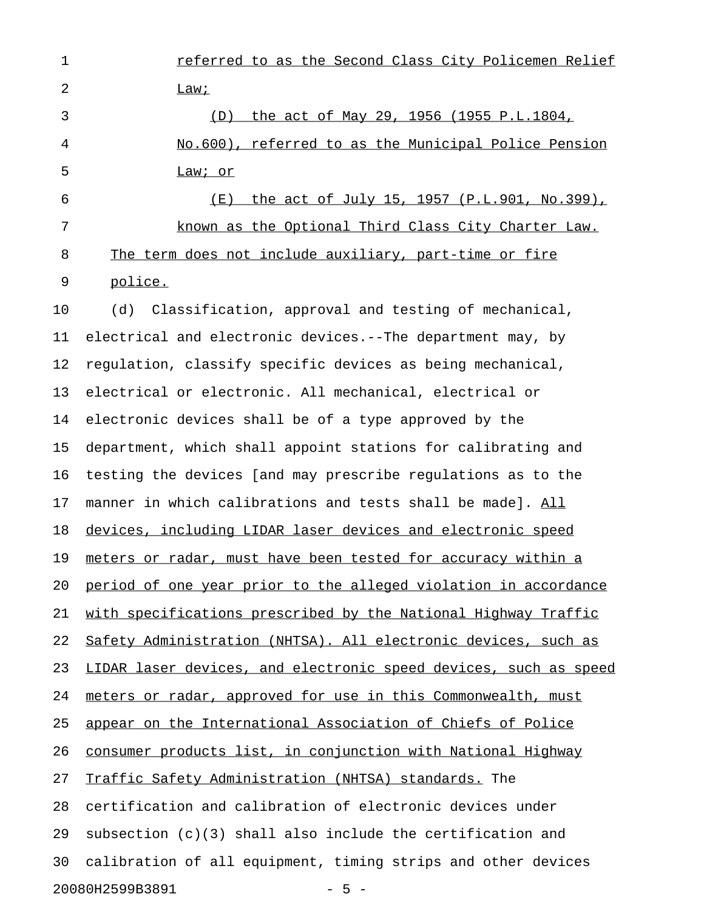referred to as the Second Class City Policemen Relief Law;

(D) the act of May 29, 1956 (1955 P.L.1804, No.600), referred to as the Municipal Police Pension Law; or

(E) the act of July 15, 1957 (P.L.901, No.399), known as the Optional Third Class City Charter Law.

The term does not include auxiliary, part-time or fire police.

(d) Classification, approval and testing of mechanical, electrical and electronic devices.--The department may, by regulation, classify specific devices as being mechanical, electrical or electronic. All mechanical, electrical or electronic devices shall be of a type approved by the department, which shall appoint stations for calibrating and testing the devices [and may prescribe regulations as to the manner in which calibrations and tests shall be made]. All devices, including LIDAR laser devices and electronic speed meters or radar, must have been tested for accuracy within a period of one year prior to the alleged violation in accordance with specifications prescribed by the National Highway Traffic Safety Administration (NHTSA). All electronic devices, such as LIDAR laser devices, and electronic speed devices, such as speed meters or radar, approved for use in this Commonwealth, must appear on the International Association of Chiefs of Police consumer products list, in conjunction with National Highway Traffic Safety Administration (NHTSA) standards. The certification and calibration of electronic devices under subsection (c)(3) shall also include the certification and calibration of all equipment, timing strips and other devices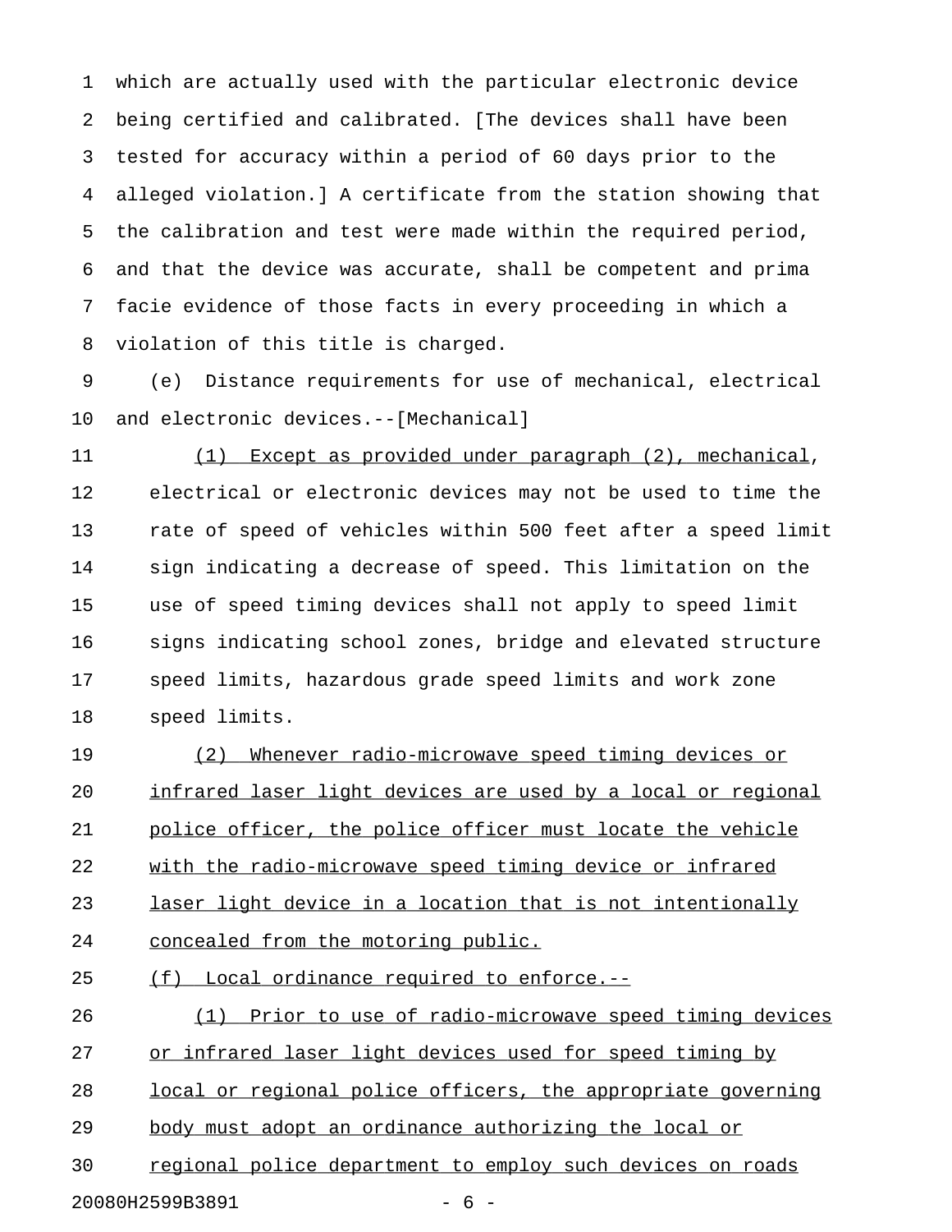which are actually used with the particular electronic device being certified and calibrated. [The devices shall have been tested for accuracy within a period of 60 days prior to the alleged violation.] A certificate from the station showing that the calibration and test were made within the required period, and that the device was accurate, shall be competent and prima facie evidence of those facts in every proceeding in which a violation of this title is charged.

(e) Distance requirements for use of mechanical, electrical and electronic devices.--[Mechanical]

(1) Except as provided under paragraph (2), mechanical, electrical or electronic devices may not be used to time the rate of speed of vehicles within 500 feet after a speed limit sign indicating a decrease of speed. This limitation on the use of speed timing devices shall not apply to speed limit signs indicating school zones, bridge and elevated structure speed limits, hazardous grade speed limits and work zone speed limits.

(2) Whenever radio-microwave speed timing devices or infrared laser light devices are used by a local or regional police officer, the police officer must locate the vehicle with the radio-microwave speed timing device or infrared laser light device in a location that is not intentionally concealed from the motoring public.

(f) Local ordinance required to enforce.--

(1) Prior to use of radio-microwave speed timing devices or infrared laser light devices used for speed timing by local or regional police officers, the appropriate governing body must adopt an ordinance authorizing the local or regional police department to employ such devices on roads

20080H2599B3891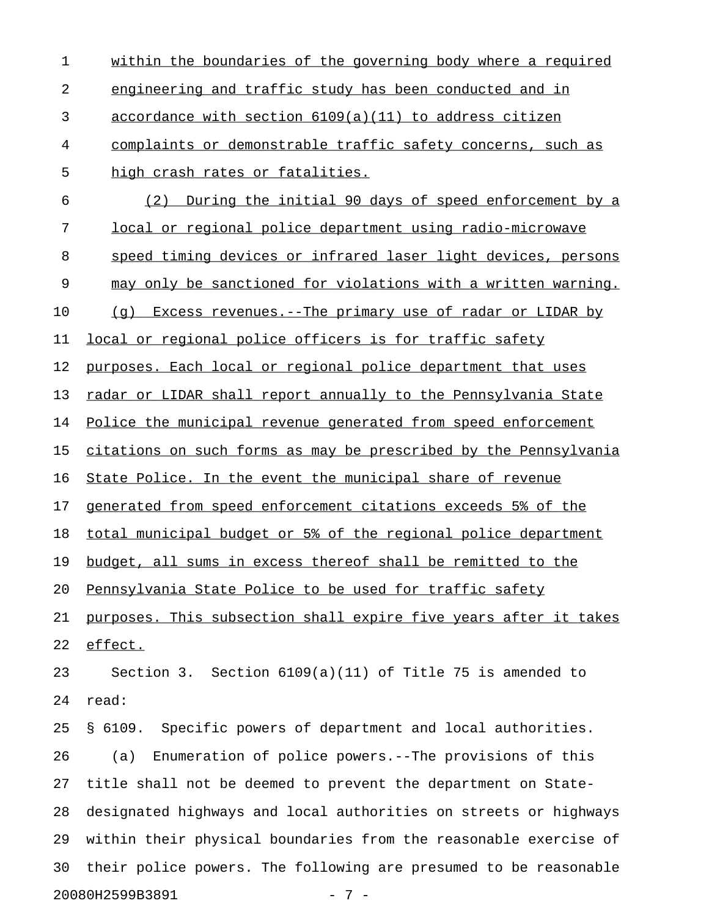within the boundaries of the governing body where a required engineering and traffic study has been conducted and in accordance with section 6109(a)(11) to address citizen complaints or demonstrable traffic safety concerns, such as high crash rates or fatalities.

(2) During the initial 90 days of speed enforcement by a local or regional police department using radio-microwave speed timing devices or infrared laser light devices, persons may only be sanctioned for violations with a written warning.

(g) Excess revenues.--The primary use of radar or LIDAR by local or regional police officers is for traffic safety purposes. Each local or regional police department that uses radar or LIDAR shall report annually to the Pennsylvania State Police the municipal revenue generated from speed enforcement citations on such forms as may be prescribed by the Pennsylvania State Police. In the event the municipal share of revenue generated from speed enforcement citations exceeds 5% of the total municipal budget or 5% of the regional police department budget, all sums in excess thereof shall be remitted to the Pennsylvania State Police to be used for traffic safety purposes. This subsection shall expire five years after it takes effect.

Section 3. Section 6109(a)(11) of Title 75 is amended to read:

§ 6109. Specific powers of department and local authorities.

(a) Enumeration of police powers.--The provisions of this title shall not be deemed to prevent the department on State-designated highways and local authorities on streets or highways within their physical boundaries from the reasonable exercise of their police powers. The following are presumed to be reasonable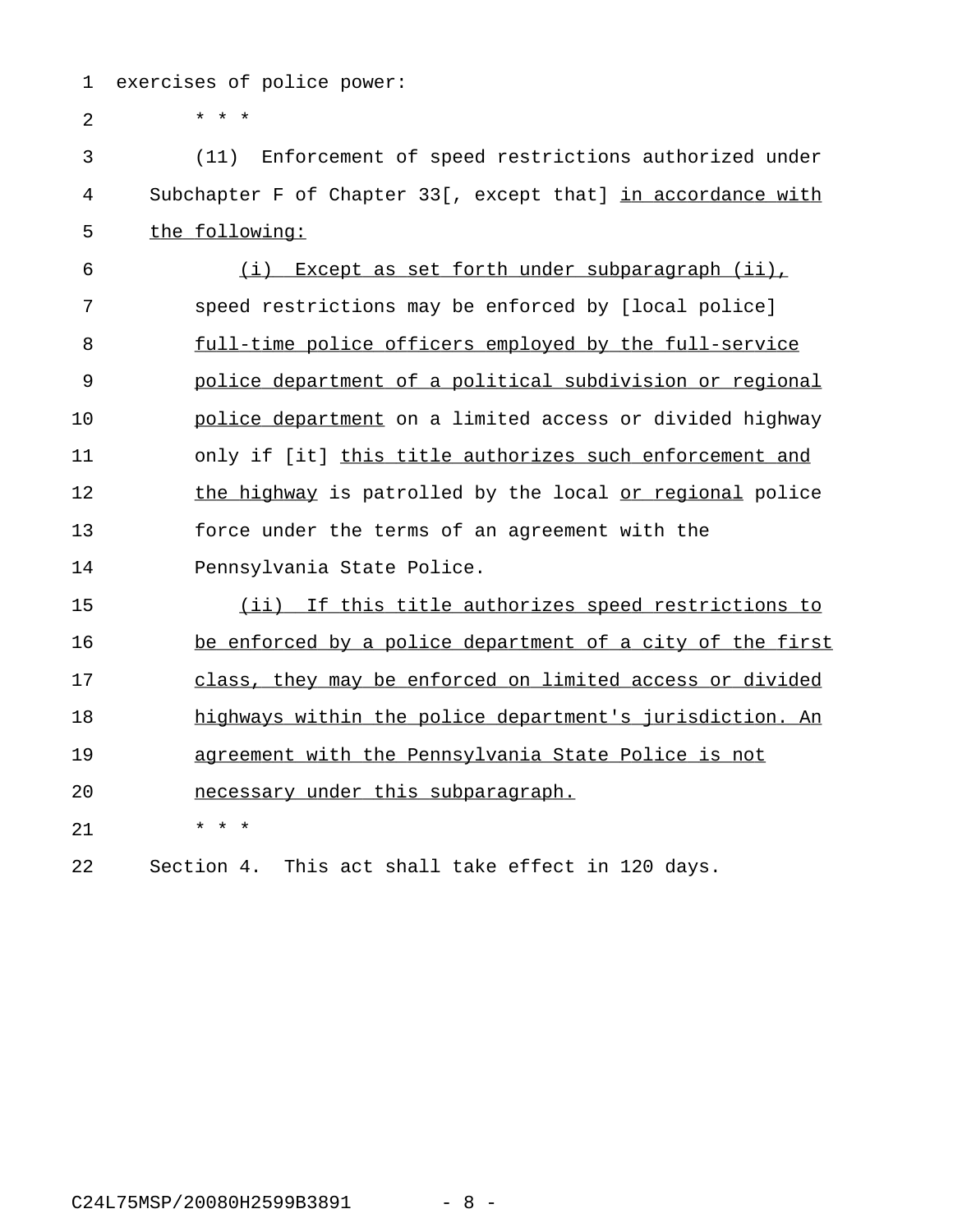exercises of police power:

\* \* \*

(11) Enforcement of speed restrictions authorized under Subchapter F of Chapter 33[, except that] <u>in accordance with the following:</u>

<u>(i) Except as set forth under subparagraph (ii),</u> speed restrictions may be enforced by [local police] <u>full-time police officers employed by the full-service police department of a political subdivision or regional police department</u> on a limited access or divided highway only if [it] <u>this title authorizes such enforcement and the highway</u> is patrolled by the local <u>or regional</u> police force under the terms of an agreement with the Pennsylvania State Police.

<u>(ii) If this title authorizes speed restrictions to be enforced by a police department of a city of the first class, they may be enforced on limited access or divided highways within the police department's jurisdiction. An agreement with the Pennsylvania State Police is not necessary under this subparagraph.</u>

\* \* \*

Section 4. This act shall take effect in 120 days.

C24L75MSP/20080H2599B3891